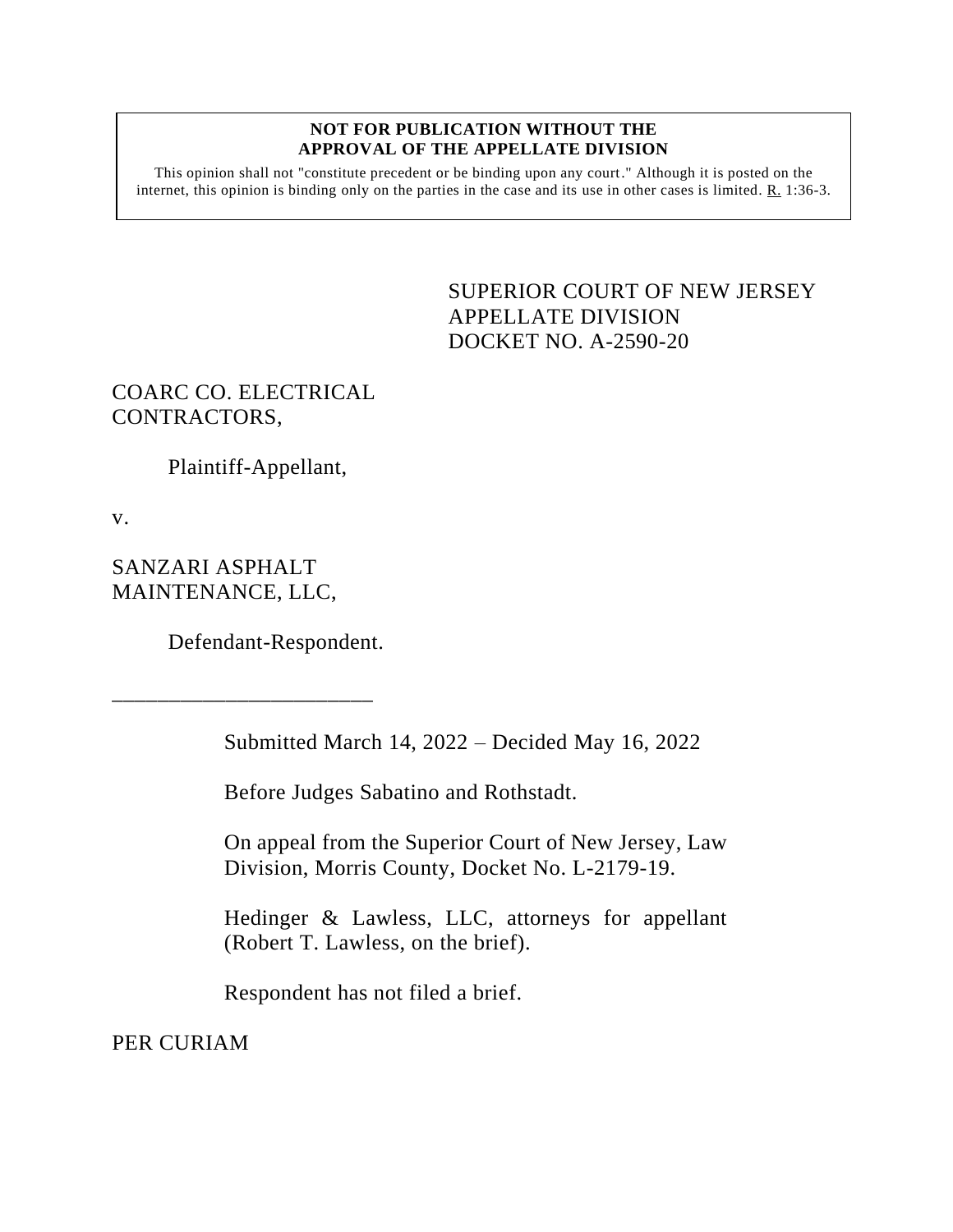**NOT FOR PUBLICATION WITHOUT THE APPROVAL OF THE APPELLATE DIVISION**

This opinion shall not "constitute precedent or be binding upon any court." Although it is posted on the internet, this opinion is binding only on the parties in the case and its use in other cases is limited. R. 1:36-3.

SUPERIOR COURT OF NEW JERSEY
APPELLATE DIVISION
DOCKET NO. A-2590-20

COARC CO. ELECTRICAL CONTRACTORS,

Plaintiff-Appellant,

v.

SANZARI ASPHALT MAINTENANCE, LLC,

Defendant-Respondent.

\_\_\_\_\_\_\_\_\_\_\_\_\_\_\_\_\_\_\_\_\_\_\_\_

Submitted March 14, 2022 – Decided May 16, 2022

Before Judges Sabatino and Rothstadt.

On appeal from the Superior Court of New Jersey, Law Division, Morris County, Docket No. L-2179-19.

Hedinger & Lawless, LLC, attorneys for appellant (Robert T. Lawless, on the brief).

Respondent has not filed a brief.

PER CURIAM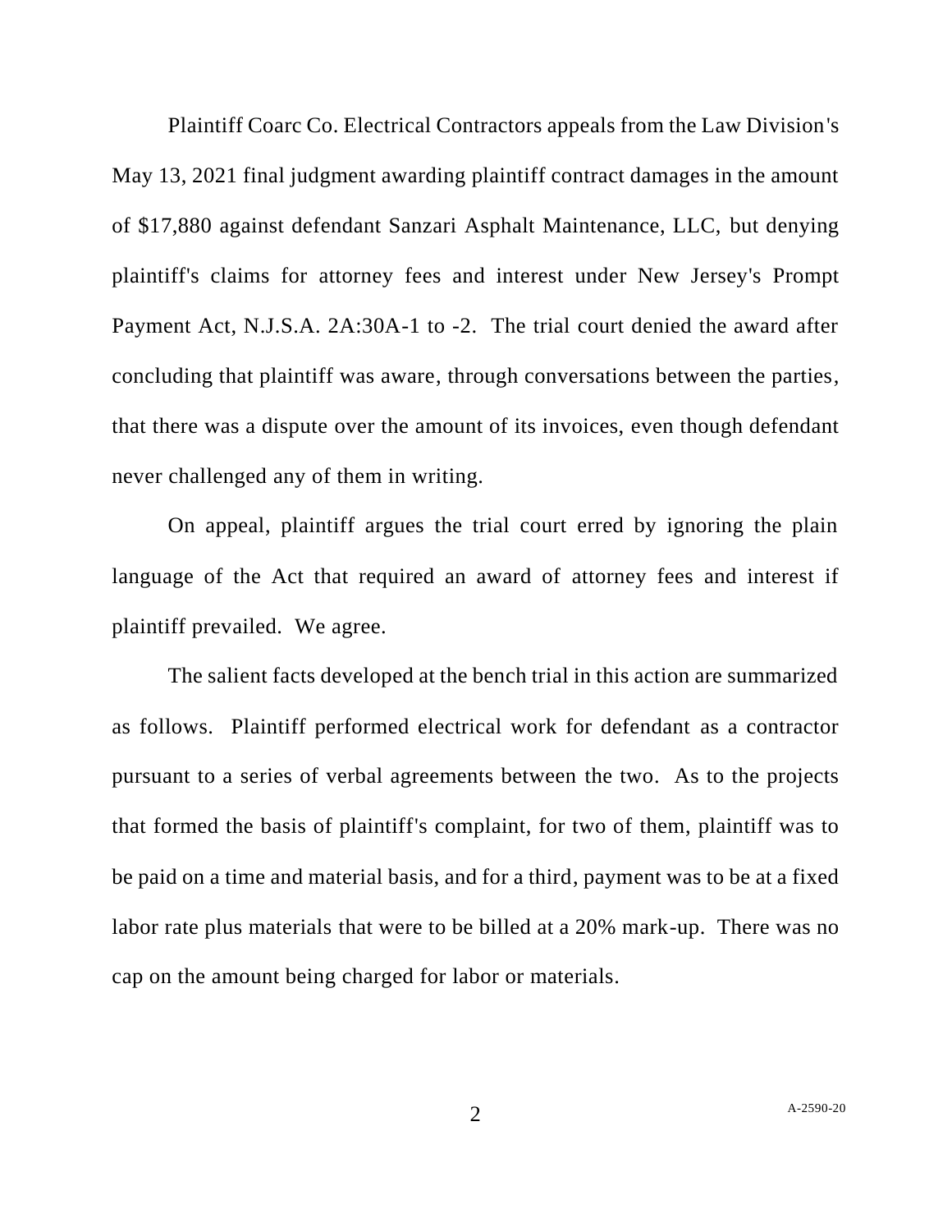Plaintiff Coarc Co. Electrical Contractors appeals from the Law Division's May 13, 2021 final judgment awarding plaintiff contract damages in the amount of $17,880 against defendant Sanzari Asphalt Maintenance, LLC, but denying plaintiff's claims for attorney fees and interest under New Jersey's Prompt Payment Act, N.J.S.A. 2A:30A-1 to -2. The trial court denied the award after concluding that plaintiff was aware, through conversations between the parties, that there was a dispute over the amount of its invoices, even though defendant never challenged any of them in writing.

On appeal, plaintiff argues the trial court erred by ignoring the plain language of the Act that required an award of attorney fees and interest if plaintiff prevailed. We agree.

The salient facts developed at the bench trial in this action are summarized as follows. Plaintiff performed electrical work for defendant as a contractor pursuant to a series of verbal agreements between the two. As to the projects that formed the basis of plaintiff's complaint, for two of them, plaintiff was to be paid on a time and material basis, and for a third, payment was to be at a fixed labor rate plus materials that were to be billed at a 20% mark-up. There was no cap on the amount being charged for labor or materials.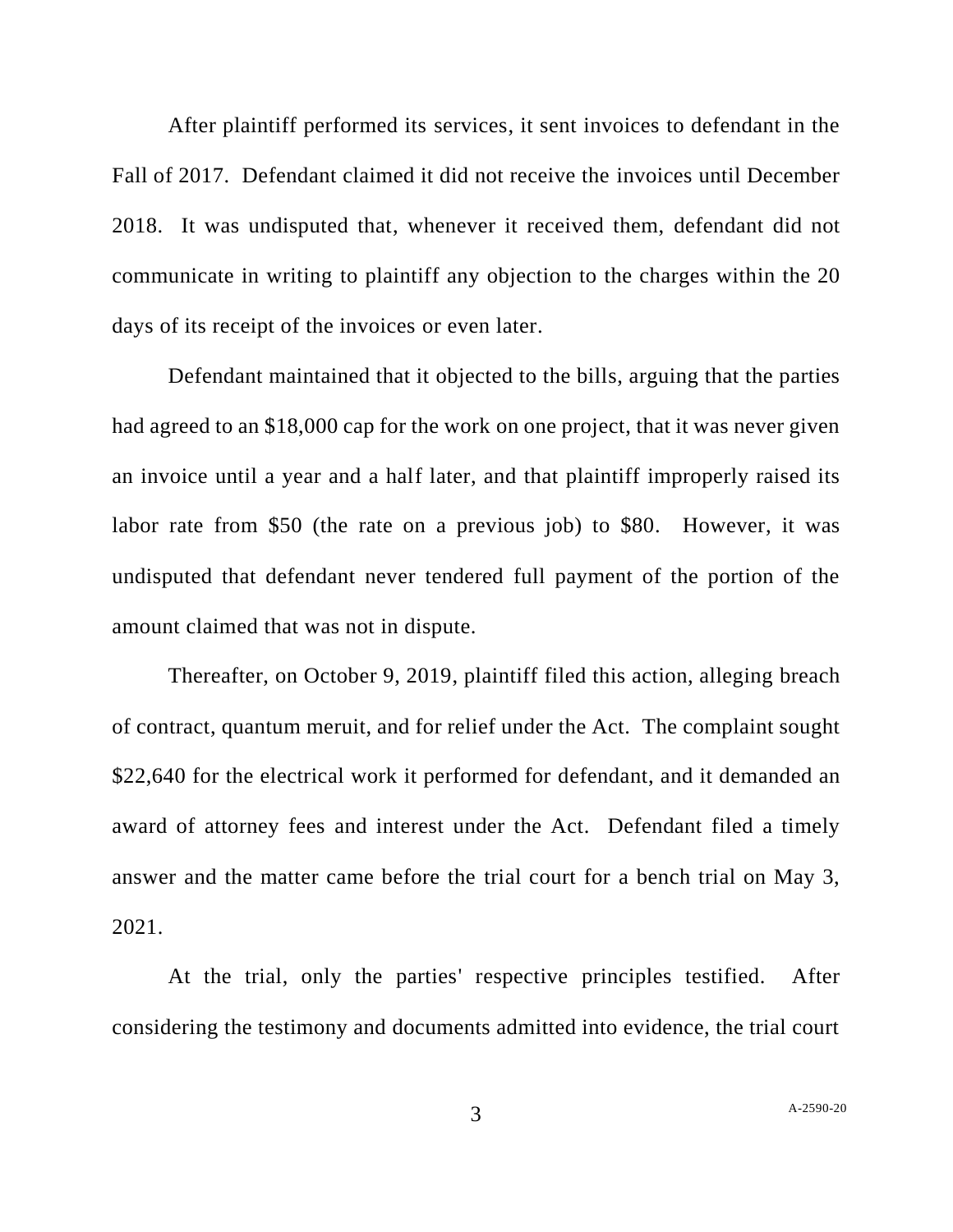After plaintiff performed its services, it sent invoices to defendant in the Fall of 2017. Defendant claimed it did not receive the invoices until December 2018. It was undisputed that, whenever it received them, defendant did not communicate in writing to plaintiff any objection to the charges within the 20 days of its receipt of the invoices or even later.

Defendant maintained that it objected to the bills, arguing that the parties had agreed to an $18,000 cap for the work on one project, that it was never given an invoice until a year and a half later, and that plaintiff improperly raised its labor rate from $50 (the rate on a previous job) to $80. However, it was undisputed that defendant never tendered full payment of the portion of the amount claimed that was not in dispute.

Thereafter, on October 9, 2019, plaintiff filed this action, alleging breach of contract, quantum meruit, and for relief under the Act. The complaint sought $22,640 for the electrical work it performed for defendant, and it demanded an award of attorney fees and interest under the Act. Defendant filed a timely answer and the matter came before the trial court for a bench trial on May 3, 2021.

At the trial, only the parties' respective principles testified. After considering the testimony and documents admitted into evidence, the trial court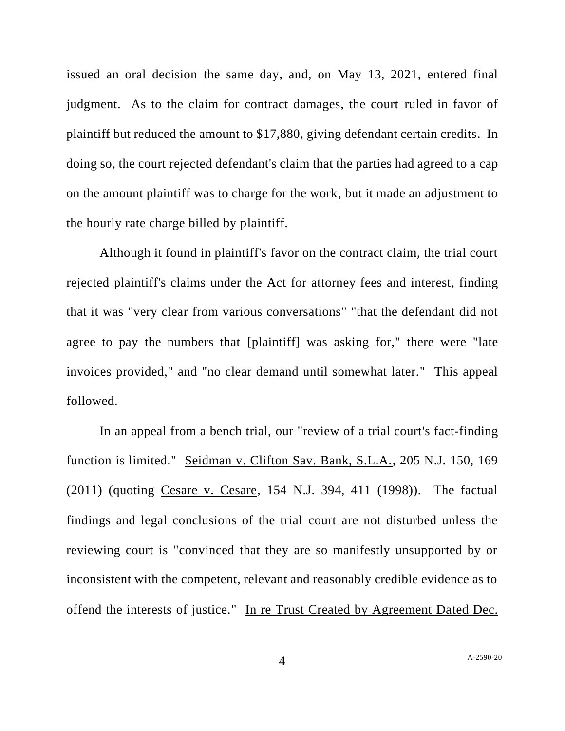issued an oral decision the same day, and, on May 13, 2021, entered final judgment. As to the claim for contract damages, the court ruled in favor of plaintiff but reduced the amount to $17,880, giving defendant certain credits. In doing so, the court rejected defendant's claim that the parties had agreed to a cap on the amount plaintiff was to charge for the work, but it made an adjustment to the hourly rate charge billed by plaintiff.

Although it found in plaintiff's favor on the contract claim, the trial court rejected plaintiff's claims under the Act for attorney fees and interest, finding that it was "very clear from various conversations" "that the defendant did not agree to pay the numbers that [plaintiff] was asking for," there were "late invoices provided," and "no clear demand until somewhat later." This appeal followed.

In an appeal from a bench trial, our "review of a trial court's fact-finding function is limited." Seidman v. Clifton Sav. Bank, S.L.A., 205 N.J. 150, 169 (2011) (quoting Cesare v. Cesare, 154 N.J. 394, 411 (1998)). The factual findings and legal conclusions of the trial court are not disturbed unless the reviewing court is "convinced that they are so manifestly unsupported by or inconsistent with the competent, relevant and reasonably credible evidence as to offend the interests of justice." In re Trust Created by Agreement Dated Dec.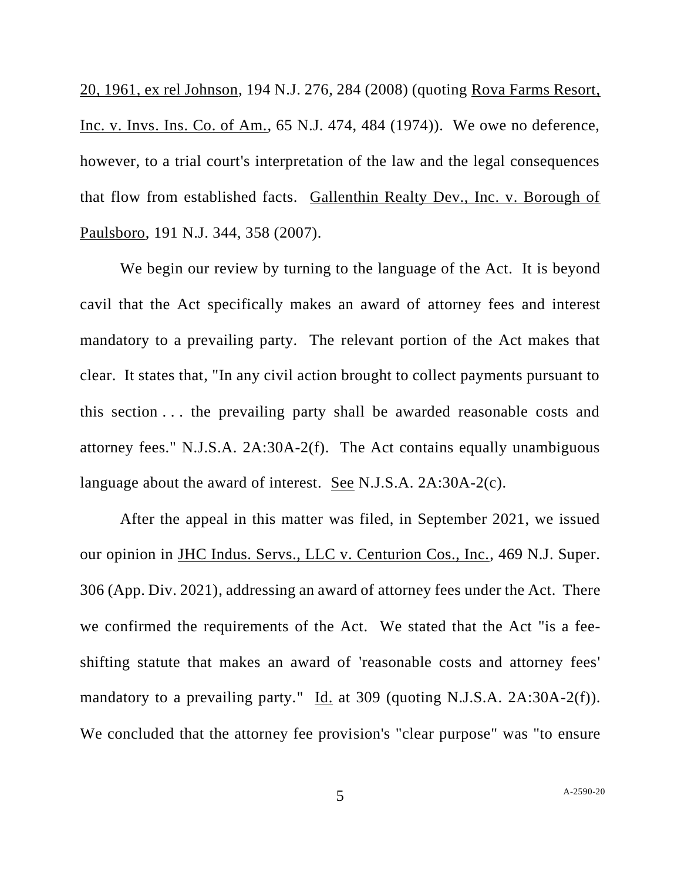20, 1961, ex rel Johnson, 194 N.J. 276, 284 (2008) (quoting Rova Farms Resort, Inc. v. Invs. Ins. Co. of Am., 65 N.J. 474, 484 (1974)). We owe no deference, however, to a trial court's interpretation of the law and the legal consequences that flow from established facts. Gallenthin Realty Dev., Inc. v. Borough of Paulsboro, 191 N.J. 344, 358 (2007).

We begin our review by turning to the language of the Act. It is beyond cavil that the Act specifically makes an award of attorney fees and interest mandatory to a prevailing party. The relevant portion of the Act makes that clear. It states that, "In any civil action brought to collect payments pursuant to this section . . . the prevailing party shall be awarded reasonable costs and attorney fees." N.J.S.A. 2A:30A-2(f). The Act contains equally unambiguous language about the award of interest. See N.J.S.A. 2A:30A-2(c).

After the appeal in this matter was filed, in September 2021, we issued our opinion in JHC Indus. Servs., LLC v. Centurion Cos., Inc., 469 N.J. Super. 306 (App. Div. 2021), addressing an award of attorney fees under the Act. There we confirmed the requirements of the Act. We stated that the Act "is a fee-shifting statute that makes an award of 'reasonable costs and attorney fees' mandatory to a prevailing party." Id. at 309 (quoting N.J.S.A. 2A:30A-2(f)). We concluded that the attorney fee provision's "clear purpose" was "to ensure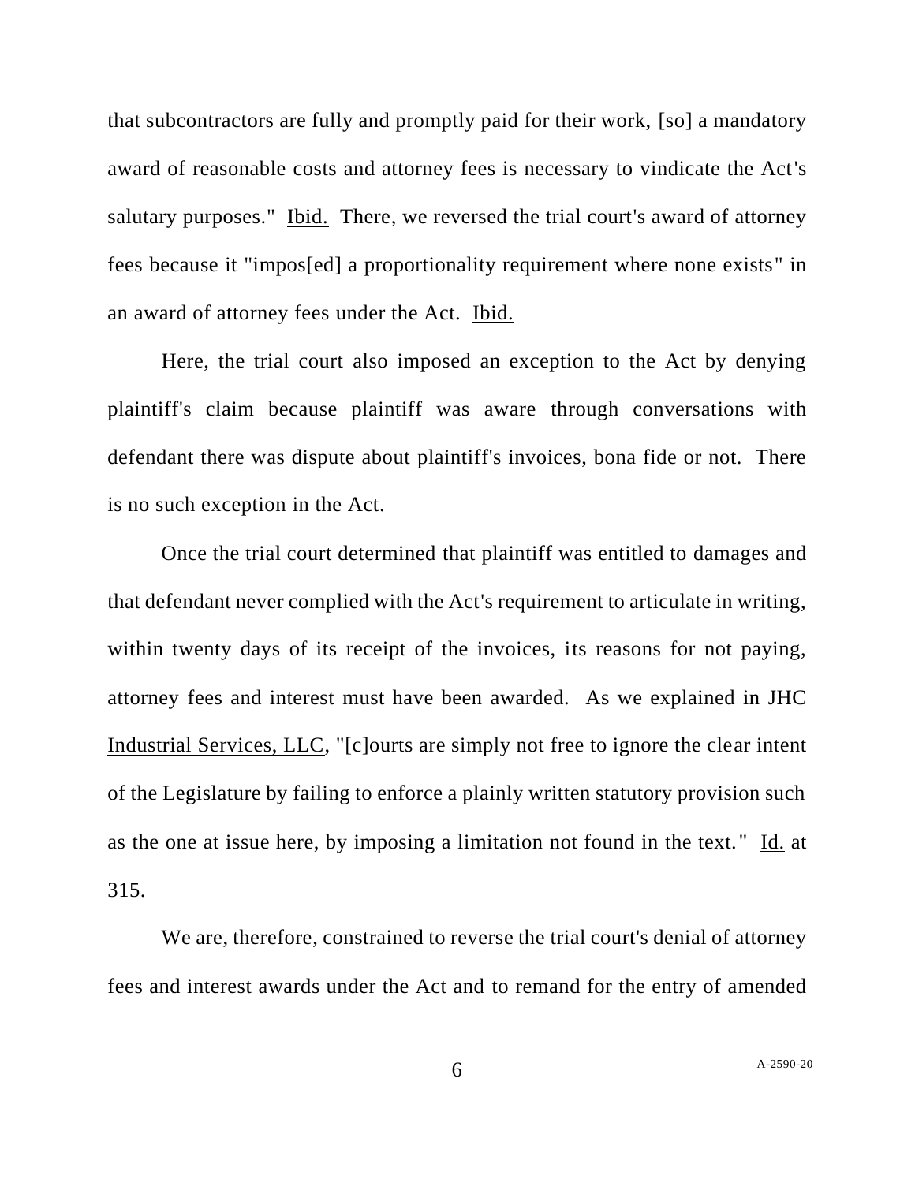that subcontractors are fully and promptly paid for their work, [so] a mandatory award of reasonable costs and attorney fees is necessary to vindicate the Act's salutary purposes." Ibid. There, we reversed the trial court's award of attorney fees because it "impos[ed] a proportionality requirement where none exists" in an award of attorney fees under the Act. Ibid.

Here, the trial court also imposed an exception to the Act by denying plaintiff's claim because plaintiff was aware through conversations with defendant there was dispute about plaintiff's invoices, bona fide or not. There is no such exception in the Act.

Once the trial court determined that plaintiff was entitled to damages and that defendant never complied with the Act's requirement to articulate in writing, within twenty days of its receipt of the invoices, its reasons for not paying, attorney fees and interest must have been awarded. As we explained in JHC Industrial Services, LLC, "[c]ourts are simply not free to ignore the clear intent of the Legislature by failing to enforce a plainly written statutory provision such as the one at issue here, by imposing a limitation not found in the text." Id. at 315.

We are, therefore, constrained to reverse the trial court's denial of attorney fees and interest awards under the Act and to remand for the entry of amended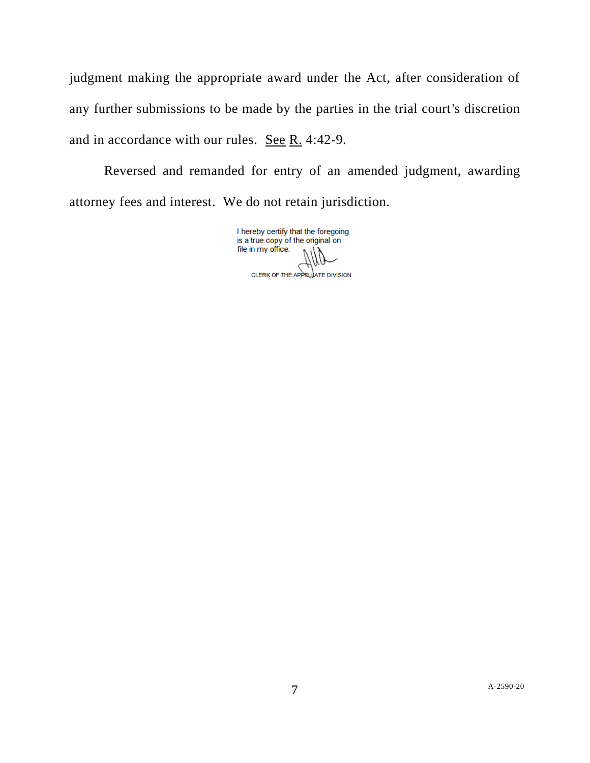judgment making the appropriate award under the Act, after consideration of any further submissions to be made by the parties in the trial court's discretion and in accordance with our rules. See R. 4:42-9.

Reversed and remanded for entry of an amended judgment, awarding attorney fees and interest. We do not retain jurisdiction.

I hereby certify that the foregoing is a true copy of the original on file in my office.

CLERK OF THE APPELLATE DIVISION